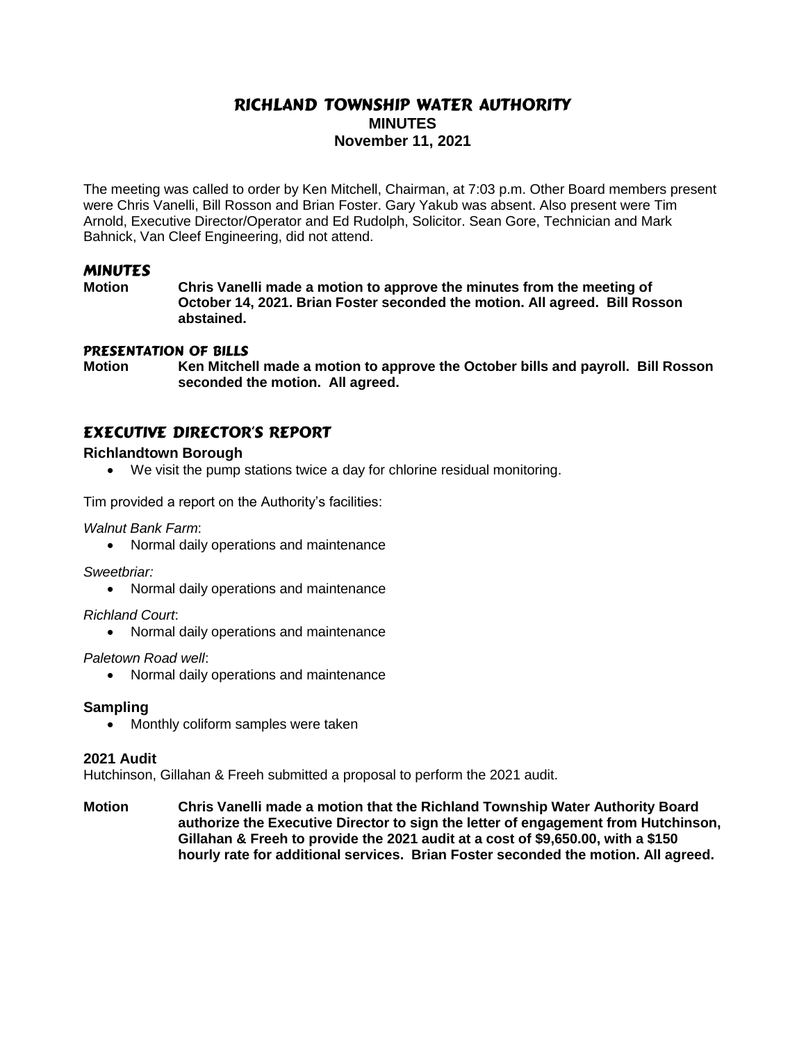# RICHLAND TOWNSHIP WATER AUTHORITY

**MINUTES**

**November 11, 2021**

The meeting was called to order by Ken Mitchell, Chairman, at 7:03 p.m. Other Board members present were Chris Vanelli, Bill Rosson and Brian Foster. Gary Yakub was absent. Also present were Tim Arnold, Executive Director/Operator and Ed Rudolph, Solicitor. Sean Gore, Technician and Mark Bahnick, Van Cleef Engineering, did not attend.

## MINUTES

**Motion** **Chris Vanelli made a motion to approve the minutes from the meeting of October 14, 2021. Brian Foster seconded the motion. All agreed. Bill Rosson abstained.**

### PRESENTATION OF BILLS

**Motion** **Ken Mitchell made a motion to approve the October bills and payroll. Bill Rosson seconded the motion. All agreed.**

## EXECUTIVE DIRECTOR'S REPORT

**Richlandtown Borough**

- We visit the pump stations twice a day for chlorine residual monitoring.

Tim provided a report on the Authority's facilities:

*Walnut Bank Farm*:

- Normal daily operations and maintenance

*Sweetbriar:*

- Normal daily operations and maintenance

*Richland Court*:

- Normal daily operations and maintenance

*Paletown Road well*:

- Normal daily operations and maintenance

**Sampling**

- Monthly coliform samples were taken

**2021 Audit**

Hutchinson, Gillahan & Freeh submitted a proposal to perform the 2021 audit.

**Motion** **Chris Vanelli made a motion that the Richland Township Water Authority Board authorize the Executive Director to sign the letter of engagement from Hutchinson, Gillahan & Freeh to provide the 2021 audit at a cost of $9,650.00, with a $150 hourly rate for additional services. Brian Foster seconded the motion. All agreed.**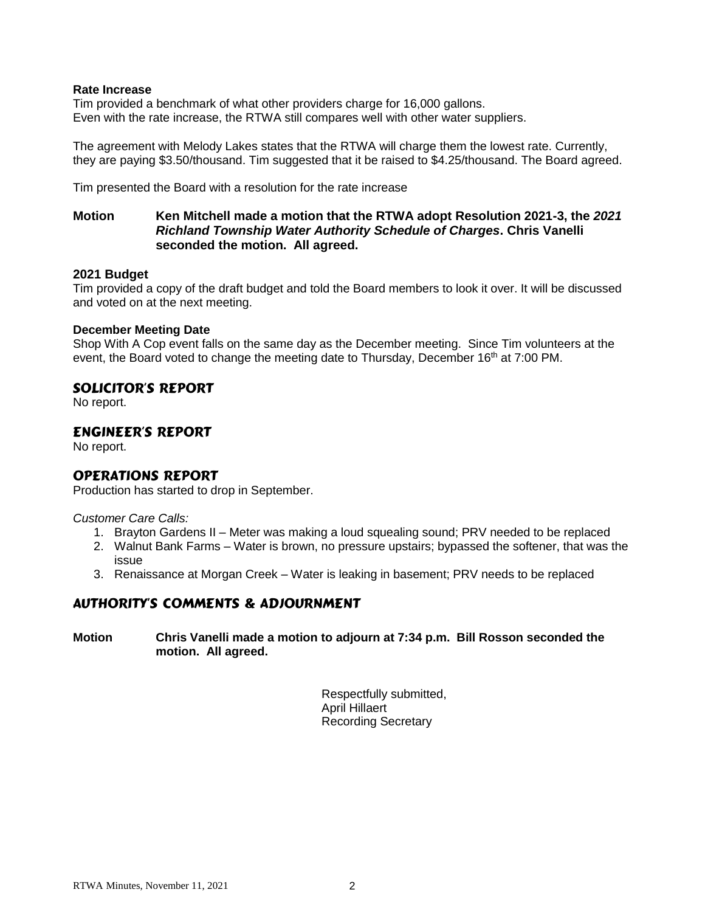**Rate Increase**

Tim provided a benchmark of what other providers charge for 16,000 gallons.
Even with the rate increase, the RTWA still compares well with other water suppliers.

The agreement with Melody Lakes states that the RTWA will charge them the lowest rate. Currently, they are paying $3.50/thousand. Tim suggested that it be raised to $4.25/thousand. The Board agreed.

Tim presented the Board with a resolution for the rate increase

**Motion** **Ken Mitchell made a motion that the RTWA adopt Resolution 2021-3, the *2021 Richland Township Water Authority Schedule of Charges*. Chris Vanelli seconded the motion. All agreed.**

**2021 Budget**

Tim provided a copy of the draft budget and told the Board members to look it over. It will be discussed and voted on at the next meeting.

**December Meeting Date**

Shop With A Cop event falls on the same day as the December meeting. Since Tim volunteers at the event, the Board voted to change the meeting date to Thursday, December 16th at 7:00 PM.

## SOLICITOR'S REPORT

No report.

## ENGINEER'S REPORT

No report.

## OPERATIONS REPORT

Production has started to drop in September.

*Customer Care Calls:*

1. Brayton Gardens II – Meter was making a loud squealing sound; PRV needed to be replaced
2. Walnut Bank Farms – Water is brown, no pressure upstairs; bypassed the softener, that was the issue
3. Renaissance at Morgan Creek – Water is leaking in basement; PRV needs to be replaced

## AUTHORITY'S COMMENTS & ADJOURNMENT

**Motion** **Chris Vanelli made a motion to adjourn at 7:34 p.m. Bill Rosson seconded the motion. All agreed.**

Respectfully submitted,
April Hillaert
Recording Secretary